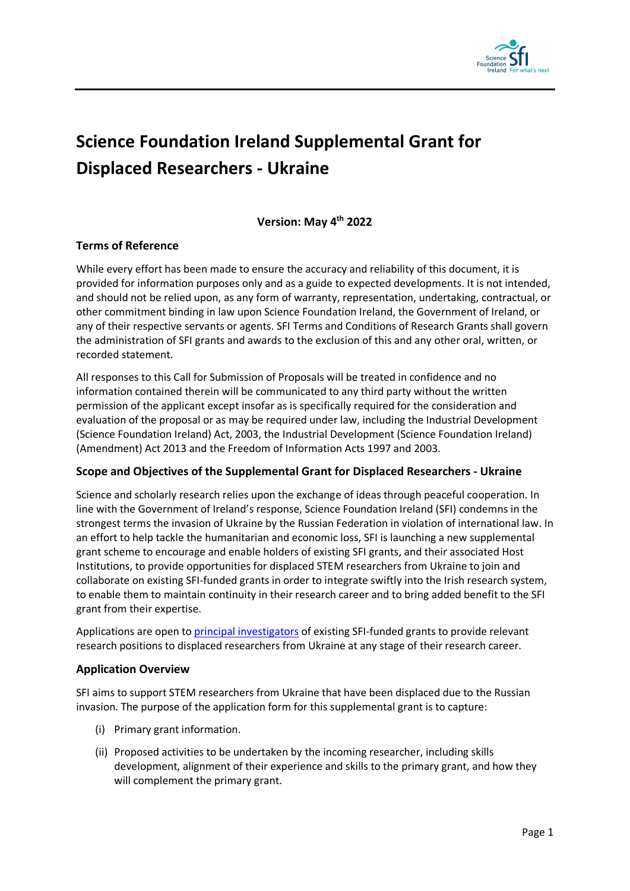# Science Foundation Ireland Supplemental Grant for Displaced Researchers - Ukraine

**Version: May 4th 2022**

### Terms of Reference

While every effort has been made to ensure the accuracy and reliability of this document, it is provided for information purposes only and as a guide to expected developments. It is not intended, and should not be relied upon, as any form of warranty, representation, undertaking, contractual, or other commitment binding in law upon Science Foundation Ireland, the Government of Ireland, or any of their respective servants or agents. SFI Terms and Conditions of Research Grants shall govern the administration of SFI grants and awards to the exclusion of this and any other oral, written, or recorded statement.

All responses to this Call for Submission of Proposals will be treated in confidence and no information contained therein will be communicated to any third party without the written permission of the applicant except insofar as is specifically required for the consideration and evaluation of the proposal or as may be required under law, including the Industrial Development (Science Foundation Ireland) Act, 2003, the Industrial Development (Science Foundation Ireland) (Amendment) Act 2013 and the Freedom of Information Acts 1997 and 2003.

### Scope and Objectives of the Supplemental Grant for Displaced Researchers - Ukraine

Science and scholarly research relies upon the exchange of ideas through peaceful cooperation. In line with the Government of Ireland's response, Science Foundation Ireland (SFI) condemns in the strongest terms the invasion of Ukraine by the Russian Federation in violation of international law. In an effort to help tackle the humanitarian and economic loss, SFI is launching a new supplemental grant scheme to encourage and enable holders of existing SFI grants, and their associated Host Institutions, to provide opportunities for displaced STEM researchers from Ukraine to join and collaborate on existing SFI-funded grants in order to integrate swiftly into the Irish research system, to enable them to maintain continuity in their research career and to bring added benefit to the SFI grant from their expertise.

Applications are open to principal investigators of existing SFI-funded grants to provide relevant research positions to displaced researchers from Ukraine at any stage of their research career.

### Application Overview

SFI aims to support STEM researchers from Ukraine that have been displaced due to the Russian invasion. The purpose of the application form for this supplemental grant is to capture:

(i) Primary grant information.

(ii) Proposed activities to be undertaken by the incoming researcher, including skills development, alignment of their experience and skills to the primary grant, and how they will complement the primary grant.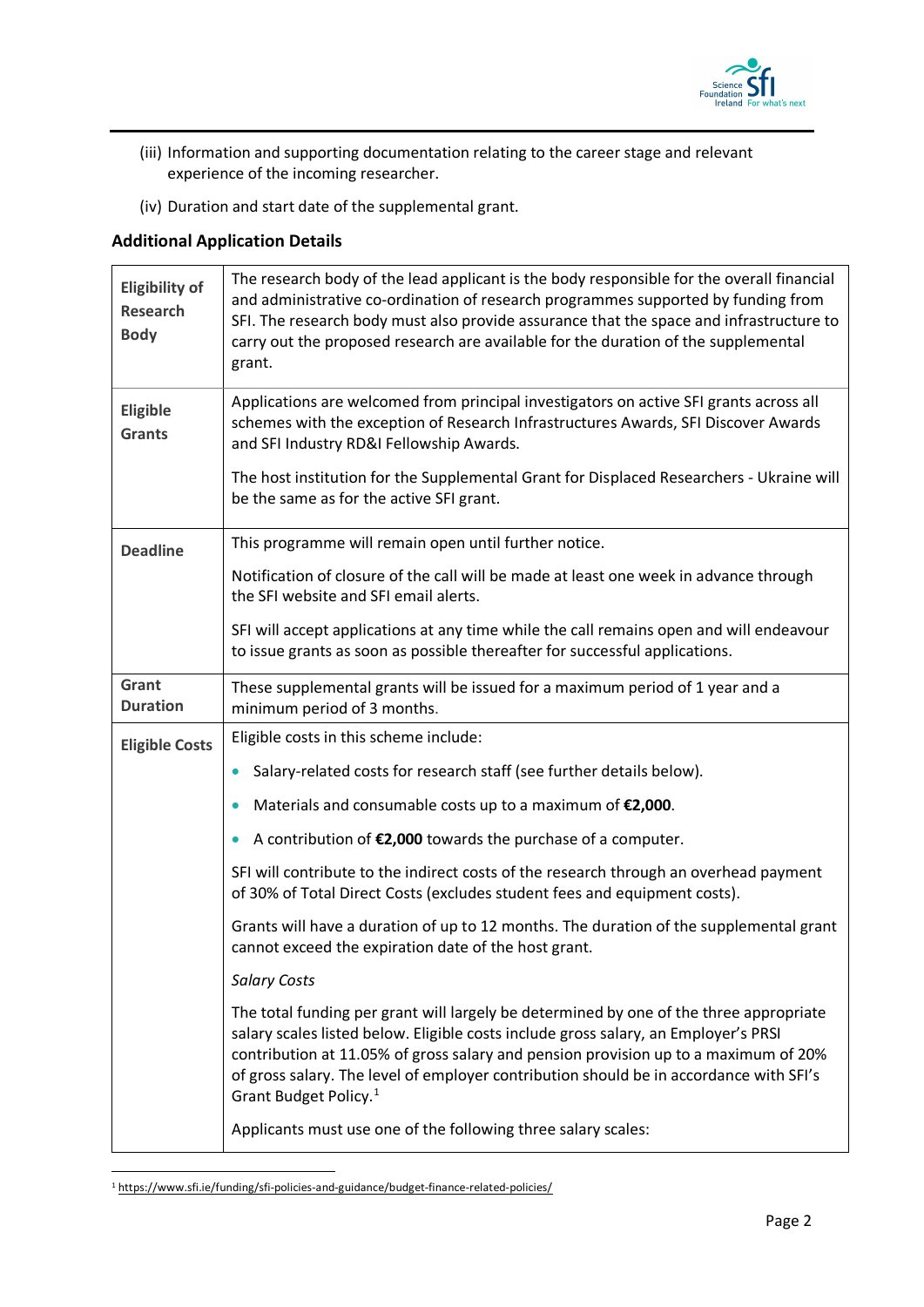(iii) Information and supporting documentation relating to the career stage and relevant experience of the incoming researcher.

(iv) Duration and start date of the supplemental grant.

### Additional Application Details

| | |
|---|---|
| **Eligibility of Research Body** | The research body of the lead applicant is the body responsible for the overall financial and administrative co-ordination of research programmes supported by funding from SFI. The research body must also provide assurance that the space and infrastructure to carry out the proposed research are available for the duration of the supplemental grant. |
| **Eligible Grants** | Applications are welcomed from principal investigators on active SFI grants across all schemes with the exception of Research Infrastructures Awards, SFI Discover Awards and SFI Industry RD&I Fellowship Awards.<br><br>The host institution for the Supplemental Grant for Displaced Researchers - Ukraine will be the same as for the active SFI grant. |
| **Deadline** | This programme will remain open until further notice.<br><br>Notification of closure of the call will be made at least one week in advance through the SFI website and SFI email alerts.<br><br>SFI will accept applications at any time while the call remains open and will endeavour to issue grants as soon as possible thereafter for successful applications. |
| **Grant Duration** | These supplemental grants will be issued for a maximum period of 1 year and a minimum period of 3 months. |
| **Eligible Costs** | Eligible costs in this scheme include:<br><br>• Salary-related costs for research staff (see further details below).<br>• Materials and consumable costs up to a maximum of **€2,000**.<br>• A contribution of **€2,000** towards the purchase of a computer.<br><br>SFI will contribute to the indirect costs of the research through an overhead payment of 30% of Total Direct Costs (excludes student fees and equipment costs).<br><br>Grants will have a duration of up to 12 months. The duration of the supplemental grant cannot exceed the expiration date of the host grant.<br><br>*Salary Costs*<br><br>The total funding per grant will largely be determined by one of the three appropriate salary scales listed below. Eligible costs include gross salary, an Employer's PRSI contribution at 11.05% of gross salary and pension provision up to a maximum of 20% of gross salary. The level of employer contribution should be in accordance with SFI's Grant Budget Policy.[1]<br><br>Applicants must use one of the following three salary scales: |

[1] https://www.sfi.ie/funding/sfi-policies-and-guidance/budget-finance-related-policies/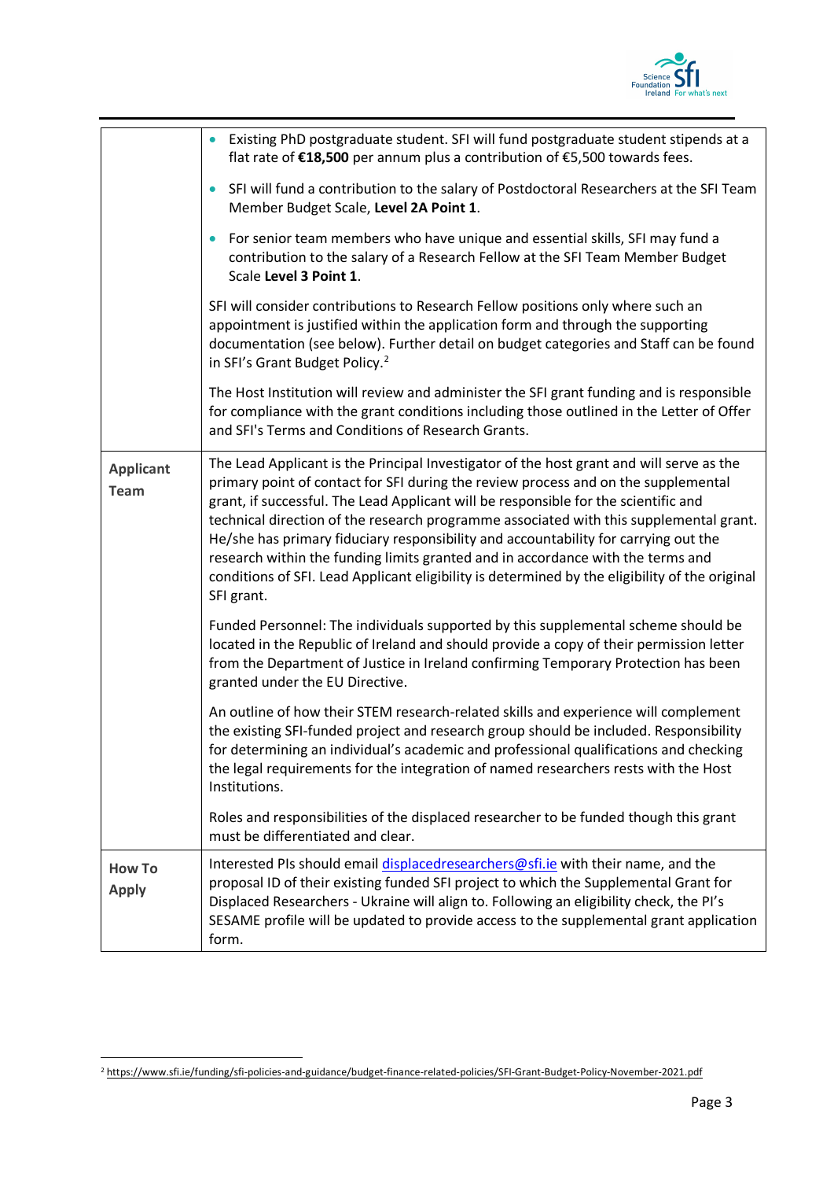|  |  |
|---|---|
|  | • Existing PhD postgraduate student. SFI will fund postgraduate student stipends at a flat rate of **€18,500** per annum plus a contribution of €5,500 towards fees.<br><br>• SFI will fund a contribution to the salary of Postdoctoral Researchers at the SFI Team Member Budget Scale, **Level 2A Point 1**.<br><br>• For senior team members who have unique and essential skills, SFI may fund a contribution to the salary of a Research Fellow at the SFI Team Member Budget Scale **Level 3 Point 1**.<br><br>SFI will consider contributions to Research Fellow positions only where such an appointment is justified within the application form and through the supporting documentation (see below). Further detail on budget categories and Staff can be found in SFI's Grant Budget Policy.[2]<br><br>The Host Institution will review and administer the SFI grant funding and is responsible for compliance with the grant conditions including those outlined in the Letter of Offer and SFI's Terms and Conditions of Research Grants. |
| **Applicant Team** | The Lead Applicant is the Principal Investigator of the host grant and will serve as the primary point of contact for SFI during the review process and on the supplemental grant, if successful. The Lead Applicant will be responsible for the scientific and technical direction of the research programme associated with this supplemental grant. He/she has primary fiduciary responsibility and accountability for carrying out the research within the funding limits granted and in accordance with the terms and conditions of SFI. Lead Applicant eligibility is determined by the eligibility of the original SFI grant.<br><br>Funded Personnel: The individuals supported by this supplemental scheme should be located in the Republic of Ireland and should provide a copy of their permission letter from the Department of Justice in Ireland confirming Temporary Protection has been granted under the EU Directive.<br><br>An outline of how their STEM research-related skills and experience will complement the existing SFI-funded project and research group should be included. Responsibility for determining an individual's academic and professional qualifications and checking the legal requirements for the integration of named researchers rests with the Host Institutions.<br><br>Roles and responsibilities of the displaced researcher to be funded though this grant must be differentiated and clear. |
| **How To Apply** | Interested PIs should email displacedresearchers@sfi.ie with their name, and the proposal ID of their existing funded SFI project to which the Supplemental Grant for Displaced Researchers - Ukraine will align to. Following an eligibility check, the PI's SESAME profile will be updated to provide access to the supplemental grant application form. |

[2] https://www.sfi.ie/funding/sfi-policies-and-guidance/budget-finance-related-policies/SFI-Grant-Budget-Policy-November-2021.pdf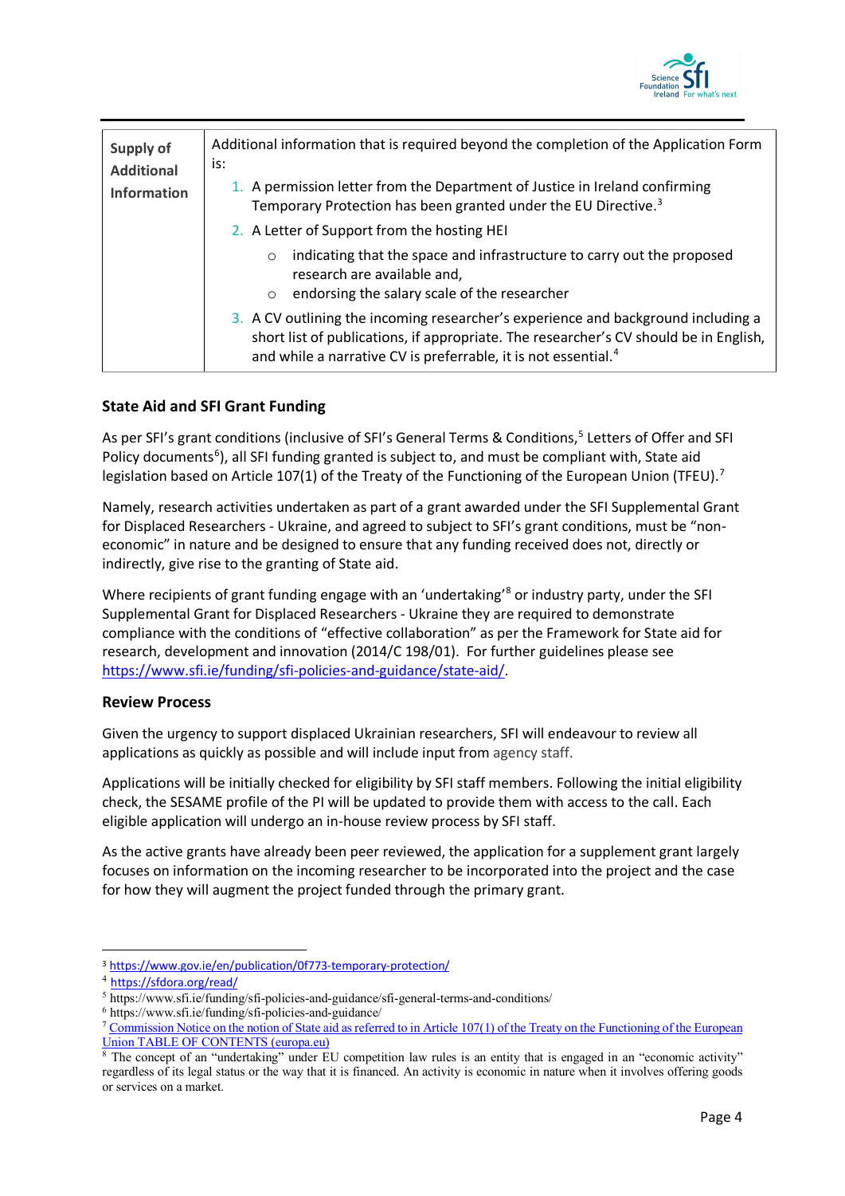| Supply of Additional Information | Additional information that is required beyond the completion of the Application Form is: 1. A permission letter from the Department of Justice in Ireland confirming Temporary Protection has been granted under the EU Directive.[3] 2. A Letter of Support from the hosting HEI: ○ indicating that the space and infrastructure to carry out the proposed research are available and, ○ endorsing the salary scale of the researcher 3. A CV outlining the incoming researcher's experience and background including a short list of publications, if appropriate. The researcher's CV should be in English, and while a narrative CV is preferrable, it is not essential.[4] |
|---|---|

### State Aid and SFI Grant Funding

As per SFI's grant conditions (inclusive of SFI's General Terms & Conditions,[5] Letters of Offer and SFI Policy documents[6]), all SFI funding granted is subject to, and must be compliant with, State aid legislation based on Article 107(1) of the Treaty of the Functioning of the European Union (TFEU).[7]

Namely, research activities undertaken as part of a grant awarded under the SFI Supplemental Grant for Displaced Researchers - Ukraine, and agreed to subject to SFI's grant conditions, must be "non-economic" in nature and be designed to ensure that any funding received does not, directly or indirectly, give rise to the granting of State aid.

Where recipients of grant funding engage with an 'undertaking'[8] or industry party, under the SFI Supplemental Grant for Displaced Researchers - Ukraine they are required to demonstrate compliance with the conditions of "effective collaboration" as per the Framework for State aid for research, development and innovation (2014/C 198/01). For further guidelines please see https://www.sfi.ie/funding/sfi-policies-and-guidance/state-aid/.

### Review Process

Given the urgency to support displaced Ukrainian researchers, SFI will endeavour to review all applications as quickly as possible and will include input from agency staff.

Applications will be initially checked for eligibility by SFI staff members. Following the initial eligibility check, the SESAME profile of the PI will be updated to provide them with access to the call. Each eligible application will undergo an in-house review process by SFI staff.

As the active grants have already been peer reviewed, the application for a supplement grant largely focuses on information on the incoming researcher to be incorporated into the project and the case for how they will augment the project funded through the primary grant.

---

[3] https://www.gov.ie/en/publication/0f773-temporary-protection/

[4] https://sfdora.org/read/

[5] https://www.sfi.ie/funding/sfi-policies-and-guidance/sfi-general-terms-and-conditions/

[6] https://www.sfi.ie/funding/sfi-policies-and-guidance/

[7] Commission Notice on the notion of State aid as referred to in Article 107(1) of the Treaty on the Functioning of the European Union TABLE OF CONTENTS (europa.eu)

[8] The concept of an "undertaking" under EU competition law rules is an entity that is engaged in an "economic activity" regardless of its legal status or the way that it is financed. An activity is economic in nature when it involves offering goods or services on a market.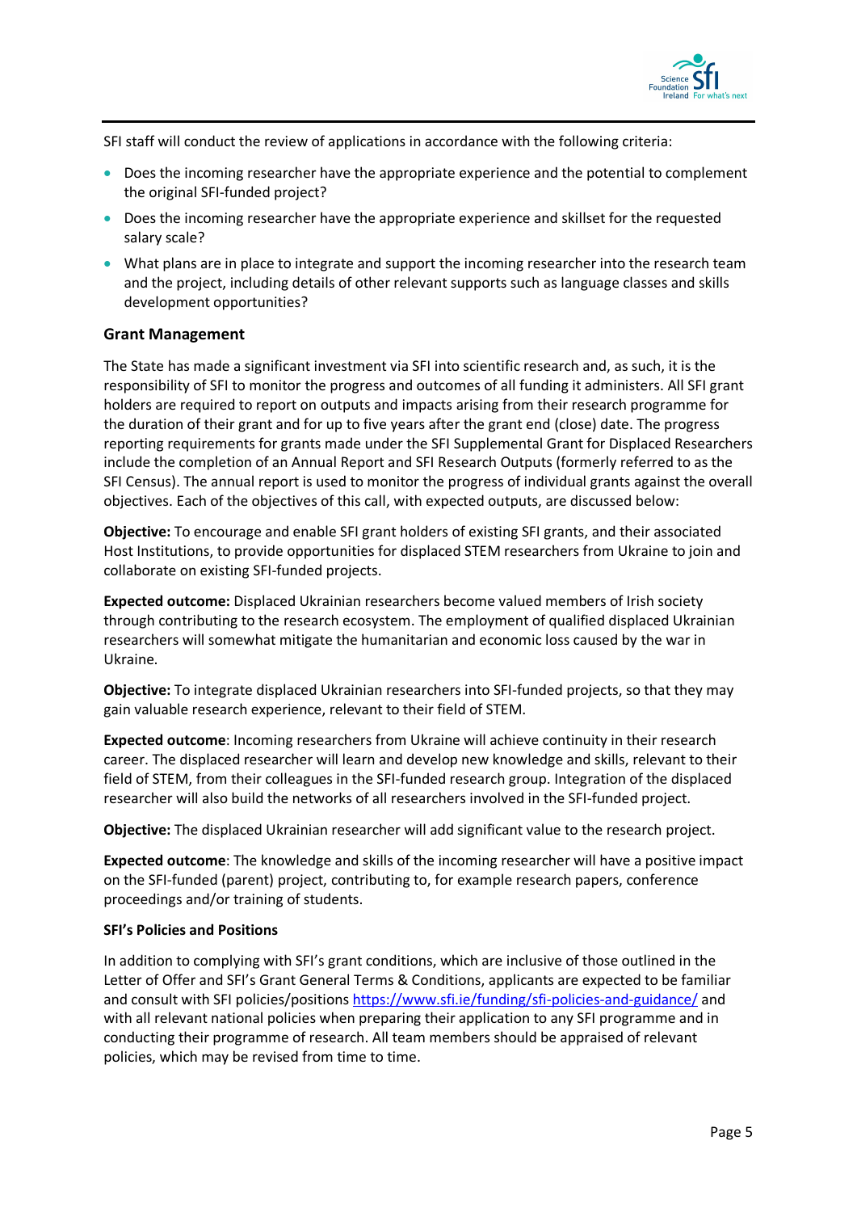SFI staff will conduct the review of applications in accordance with the following criteria:

- Does the incoming researcher have the appropriate experience and the potential to complement the original SFI-funded project?
- Does the incoming researcher have the appropriate experience and skillset for the requested salary scale?
- What plans are in place to integrate and support the incoming researcher into the research team and the project, including details of other relevant supports such as language classes and skills development opportunities?

## Grant Management

The State has made a significant investment via SFI into scientific research and, as such, it is the responsibility of SFI to monitor the progress and outcomes of all funding it administers. All SFI grant holders are required to report on outputs and impacts arising from their research programme for the duration of their grant and for up to five years after the grant end (close) date. The progress reporting requirements for grants made under the SFI Supplemental Grant for Displaced Researchers include the completion of an Annual Report and SFI Research Outputs (formerly referred to as the SFI Census). The annual report is used to monitor the progress of individual grants against the overall objectives. Each of the objectives of this call, with expected outputs, are discussed below:

**Objective:** To encourage and enable SFI grant holders of existing SFI grants, and their associated Host Institutions, to provide opportunities for displaced STEM researchers from Ukraine to join and collaborate on existing SFI-funded projects.

**Expected outcome:** Displaced Ukrainian researchers become valued members of Irish society through contributing to the research ecosystem. The employment of qualified displaced Ukrainian researchers will somewhat mitigate the humanitarian and economic loss caused by the war in Ukraine.

**Objective:** To integrate displaced Ukrainian researchers into SFI-funded projects, so that they may gain valuable research experience, relevant to their field of STEM.

**Expected outcome**: Incoming researchers from Ukraine will achieve continuity in their research career. The displaced researcher will learn and develop new knowledge and skills, relevant to their field of STEM, from their colleagues in the SFI-funded research group. Integration of the displaced researcher will also build the networks of all researchers involved in the SFI-funded project.

**Objective:** The displaced Ukrainian researcher will add significant value to the research project.

**Expected outcome**: The knowledge and skills of the incoming researcher will have a positive impact on the SFI-funded (parent) project, contributing to, for example research papers, conference proceedings and/or training of students.

### SFI's Policies and Positions

In addition to complying with SFI's grant conditions, which are inclusive of those outlined in the Letter of Offer and SFI's Grant General Terms & Conditions, applicants are expected to be familiar and consult with SFI policies/positions https://www.sfi.ie/funding/sfi-policies-and-guidance/ and with all relevant national policies when preparing their application to any SFI programme and in conducting their programme of research. All team members should be appraised of relevant policies, which may be revised from time to time.